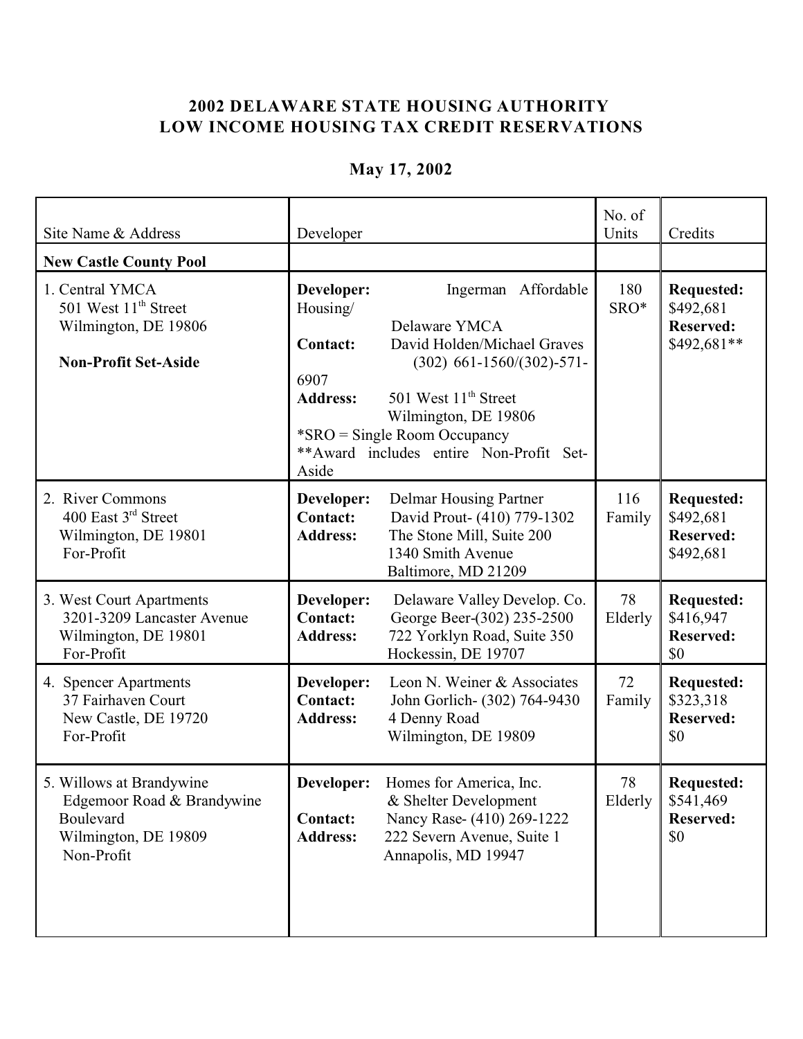## 2002 DELAWARE STATE HOUSING AUTHORITY
## LOW INCOME HOUSING TAX CREDIT RESERVATIONS

### May 17, 2002

| Site Name & Address | Developer | No. of Units | Credits |
|---|---|---|---|
| **New Castle County Pool** | | | |
| 1. Central YMCA<br>501 West 11th Street<br>Wilmington, DE 19806<br><br>**Non-Profit Set-Aside** | **Developer:** Ingerman Affordable Housing/ Delaware YMCA<br>**Contact:** David Holden/Michael Graves (302) 661-1560/(302)-571-6907<br>**Address:** 501 West 11th Street Wilmington, DE 19806<br>*SRO = Single Room Occupancy<br>**Award includes entire Non-Profit Set-Aside | 180 SRO* | **Requested:** $492,681<br>**Reserved:** $492,681** |
| 2. River Commons<br>400 East 3rd Street<br>Wilmington, DE 19801<br>For-Profit | **Developer:** Delmar Housing Partner<br>**Contact:** David Prout- (410) 779-1302<br>**Address:** The Stone Mill, Suite 200 1340 Smith Avenue Baltimore, MD 21209 | 116 Family | **Requested:** $492,681<br>**Reserved:** $492,681 |
| 3. West Court Apartments<br>3201-3209 Lancaster Avenue<br>Wilmington, DE 19801<br>For-Profit | **Developer:** Delaware Valley Develop. Co.<br>**Contact:** George Beer-(302) 235-2500<br>**Address:** 722 Yorklyn Road, Suite 350 Hockessin, DE 19707 | 78 Elderly | **Requested:** $416,947<br>**Reserved:** $0 |
| 4. Spencer Apartments<br>37 Fairhaven Court<br>New Castle, DE 19720<br>For-Profit | **Developer:** Leon N. Weiner & Associates<br>**Contact:** John Gorlich- (302) 764-9430<br>**Address:** 4 Denny Road Wilmington, DE 19809 | 72 Family | **Requested:** $323,318<br>**Reserved:** $0 |
| 5. Willows at Brandywine<br>Edgemoor Road & Brandywine Boulevard<br>Wilmington, DE 19809<br>Non-Profit | **Developer:** Homes for America, Inc. & Shelter Development<br>**Contact:** Nancy Rase- (410) 269-1222<br>**Address:** 222 Severn Avenue, Suite 1 Annapolis, MD 19947 | 78 Elderly | **Requested:** $541,469<br>**Reserved:** $0 |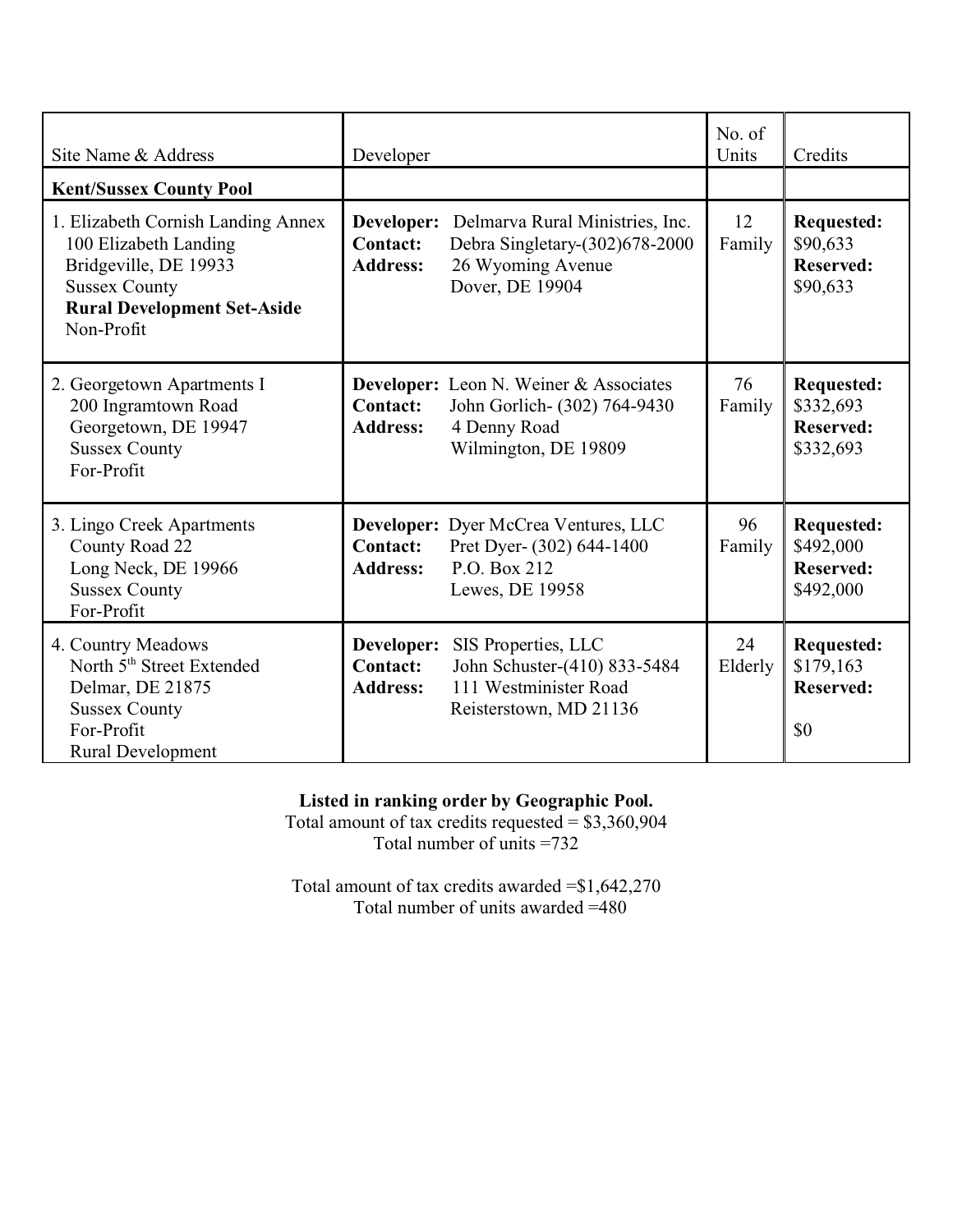| Site Name & Address | Developer | No. of Units | Credits |
|---|---|---|---|
| **Kent/Sussex County Pool** | | | |
| 1. Elizabeth Cornish Landing Annex<br>100 Elizabeth Landing<br>Bridgeville, DE 19933<br>Sussex County<br>**Rural Development Set-Aside**<br>Non-Profit | **Developer:** Delmarva Rural Ministries, Inc.<br>**Contact:** Debra Singletary-(302)678-2000<br>**Address:** 26 Wyoming Avenue<br>Dover, DE 19904 | 12<br>Family | **Requested:**<br>$90,633<br>**Reserved:**<br>$90,633 |
| 2. Georgetown Apartments I<br>200 Ingramtown Road<br>Georgetown, DE 19947<br>Sussex County<br>For-Profit | **Developer:** Leon N. Weiner & Associates<br>**Contact:** John Gorlich- (302) 764-9430<br>**Address:** 4 Denny Road<br>Wilmington, DE 19809 | 76<br>Family | **Requested:**<br>$332,693<br>**Reserved:**<br>$332,693 |
| 3. Lingo Creek Apartments<br>County Road 22<br>Long Neck, DE 19966<br>Sussex County<br>For-Profit | **Developer:** Dyer McCrea Ventures, LLC<br>**Contact:** Pret Dyer- (302) 644-1400<br>**Address:** P.O. Box 212<br>Lewes, DE 19958 | 96<br>Family | **Requested:**<br>$492,000<br>**Reserved:**<br>$492,000 |
| 4. Country Meadows<br>North 5th Street Extended<br>Delmar, DE 21875<br>Sussex County<br>For-Profit<br>Rural Development | **Developer:** SIS Properties, LLC<br>**Contact:** John Schuster-(410) 833-5484<br>**Address:** 111 Westminister Road<br>Reisterstown, MD 21136 | 24<br>Elderly | **Requested:**<br>$179,163<br>**Reserved:**<br>$0 |

**Listed in ranking order by Geographic Pool.**

Total amount of tax credits requested = $3,360,904

Total number of units =732

Total amount of tax credits awarded =$1,642,270

Total number of units awarded =480